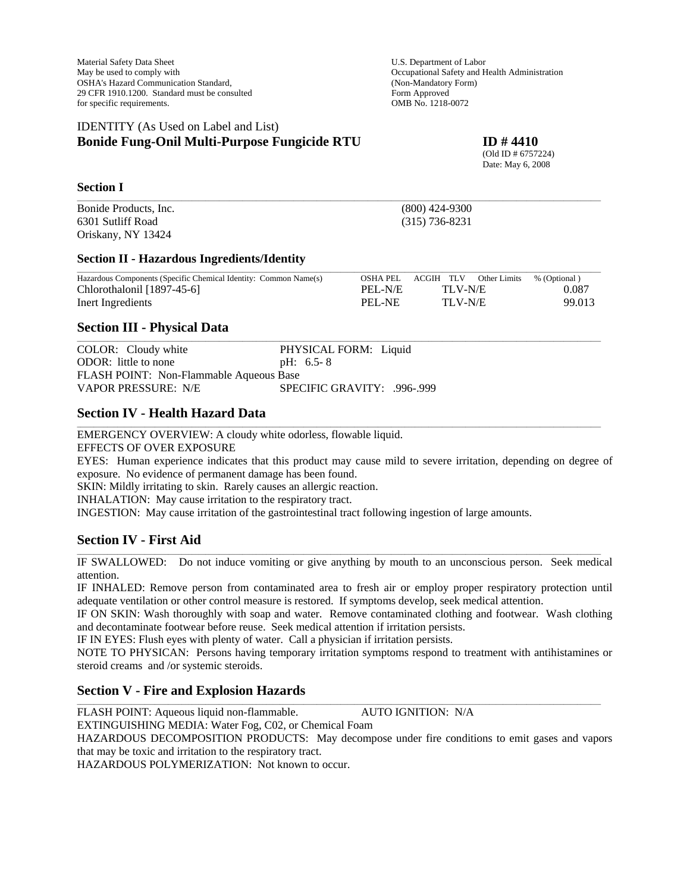Material Safety Data Sheet
May be used to comply with
OSHA's Hazard Communication Standard,
29 CFR 1910.1200. Standard must be consulted
for specific requirements.

U.S. Department of Labor
Occupational Safety and Health Administration
(Non-Mandatory Form)
Form Approved
OMB No. 1218-0072

IDENTITY (As Used on Label and List)

**Bonide Fung-Onil Multi-Purpose Fungicide RTU** **ID # 4410**

(Old ID # 6757224)
Date: May 6, 2008

### Section I

Bonide Products, Inc.
6301 Sutliff Road
Oriskany, NY 13424

(800) 424-9300
(315) 736-8231

### Section II - Hazardous Ingredients/Identity

| Hazardous Components (Specific Chemical Identity: Common Name(s) | OSHA PEL | ACGIH TLV | Other Limits | % (Optional ) |
|---|---|---|---|---|
| Chlorothalonil [1897-45-6] | PEL-N/E | TLV-N/E | | 0.087 |
| Inert Ingredients | PEL-NE | TLV-N/E | | 99.013 |

## Section III - Physical Data

COLOR: Cloudy white PHYSICAL FORM: Liquid
ODOR: little to none pH: 6.5- 8
FLASH POINT: Non-Flammable Aqueous Base
VAPOR PRESSURE: N/E SPECIFIC GRAVITY: .996-.999

## Section IV - Health Hazard Data

EMERGENCY OVERVIEW: A cloudy white odorless, flowable liquid.
EFFECTS OF OVER EXPOSURE
EYES: Human experience indicates that this product may cause mild to severe irritation, depending on degree of exposure. No evidence of permanent damage has been found.
SKIN: Mildly irritating to skin. Rarely causes an allergic reaction.
INHALATION: May cause irritation to the respiratory tract.
INGESTION: May cause irritation of the gastrointestinal tract following ingestion of large amounts.

## Section IV - First Aid

IF SWALLOWED: Do not induce vomiting or give anything by mouth to an unconscious person. Seek medical attention.
IF INHALED: Remove person from contaminated area to fresh air or employ proper respiratory protection until adequate ventilation or other control measure is restored. If symptoms develop, seek medical attention.
IF ON SKIN: Wash thoroughly with soap and water. Remove contaminated clothing and footwear. Wash clothing and decontaminate footwear before reuse. Seek medical attention if irritation persists.
IF IN EYES: Flush eyes with plenty of water. Call a physician if irritation persists.
NOTE TO PHYSICAN: Persons having temporary irritation symptoms respond to treatment with antihistamines or steroid creams and /or systemic steroids.

## Section V - Fire and Explosion Hazards

FLASH POINT: Aqueous liquid non-flammable. AUTO IGNITION: N/A
EXTINGUISHING MEDIA: Water Fog, C02, or Chemical Foam
HAZARDOUS DECOMPOSITION PRODUCTS: May decompose under fire conditions to emit gases and vapors that may be toxic and irritation to the respiratory tract.
HAZARDOUS POLYMERIZATION: Not known to occur.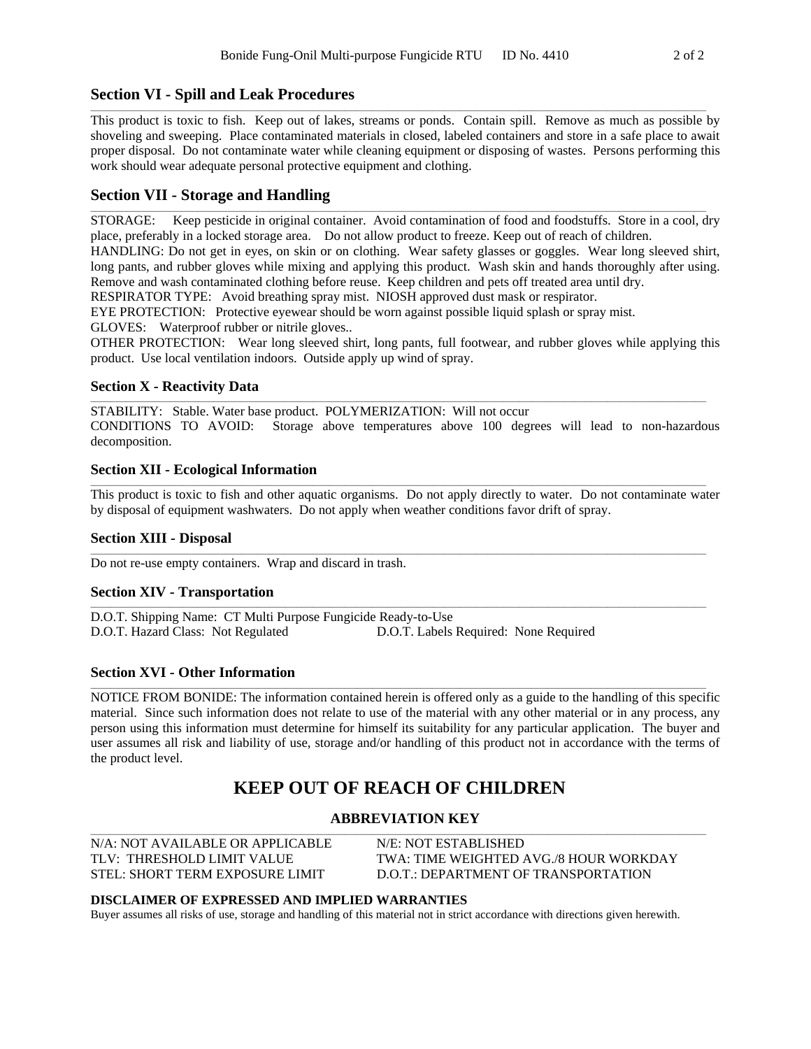## Section VI - Spill and Leak Procedures

This product is toxic to fish. Keep out of lakes, streams or ponds. Contain spill. Remove as much as possible by shoveling and sweeping. Place contaminated materials in closed, labeled containers and store in a safe place to await proper disposal. Do not contaminate water while cleaning equipment or disposing of wastes. Persons performing this work should wear adequate personal protective equipment and clothing.

## Section VII - Storage and Handling

STORAGE: Keep pesticide in original container. Avoid contamination of food and foodstuffs. Store in a cool, dry place, preferably in a locked storage area. Do not allow product to freeze. Keep out of reach of children.
HANDLING: Do not get in eyes, on skin or on clothing. Wear safety glasses or goggles. Wear long sleeved shirt, long pants, and rubber gloves while mixing and applying this product. Wash skin and hands thoroughly after using. Remove and wash contaminated clothing before reuse. Keep children and pets off treated area until dry.
RESPIRATOR TYPE: Avoid breathing spray mist. NIOSH approved dust mask or respirator.
EYE PROTECTION: Protective eyewear should be worn against possible liquid splash or spray mist.
GLOVES: Waterproof rubber or nitrile gloves..
OTHER PROTECTION: Wear long sleeved shirt, long pants, full footwear, and rubber gloves while applying this product. Use local ventilation indoors. Outside apply up wind of spray.

### Section X - Reactivity Data

STABILITY: Stable. Water base product. POLYMERIZATION: Will not occur
CONDITIONS TO AVOID: Storage above temperatures above 100 degrees will lead to non-hazardous decomposition.

### Section XII - Ecological Information

This product is toxic to fish and other aquatic organisms. Do not apply directly to water. Do not contaminate water by disposal of equipment washwaters. Do not apply when weather conditions favor drift of spray.

### Section XIII - Disposal

Do not re-use empty containers. Wrap and discard in trash.

### Section XIV - Transportation

D.O.T. Shipping Name: CT Multi Purpose Fungicide Ready-to-Use
D.O.T. Hazard Class: Not Regulated D.O.T. Labels Required: None Required

### Section XVI - Other Information

NOTICE FROM BONIDE: The information contained herein is offered only as a guide to the handling of this specific material. Since such information does not relate to use of the material with any other material or in any process, any person using this information must determine for himself its suitability for any particular application. The buyer and user assumes all risk and liability of use, storage and/or handling of this product not in accordance with the terms of the product level.

## KEEP OUT OF REACH OF CHILDREN

### ABBREVIATION KEY

| | |
|---|---|
| N/A: NOT AVAILABLE OR APPLICABLE | N/E: NOT ESTABLISHED |
| TLV: THRESHOLD LIMIT VALUE | TWA: TIME WEIGHTED AVG./8 HOUR WORKDAY |
| STEL: SHORT TERM EXPOSURE LIMIT | D.O.T.: DEPARTMENT OF TRANSPORTATION |

**DISCLAIMER OF EXPRESSED AND IMPLIED WARRANTIES**

Buyer assumes all risks of use, storage and handling of this material not in strict accordance with directions given herewith.